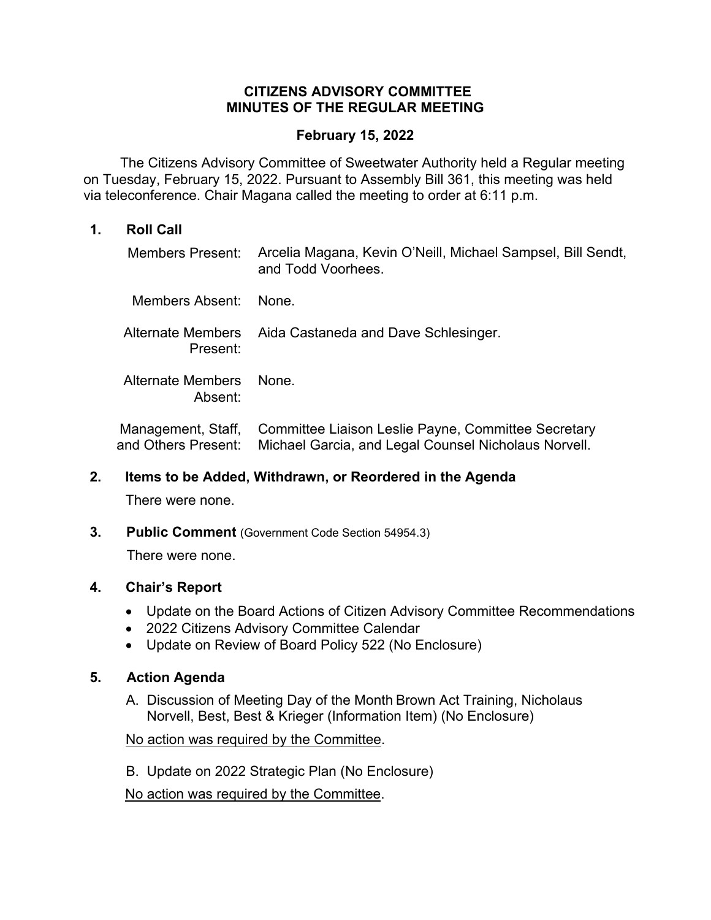# CITIZENS ADVISORY COMMITTEE
# MINUTES OF THE REGULAR MEETING

## February 15, 2022

The Citizens Advisory Committee of Sweetwater Authority held a Regular meeting on Tuesday, February 15, 2022. Pursuant to Assembly Bill 361, this meeting was held via teleconference. Chair Magana called the meeting to order at 6:11 p.m.

### 1. Roll Call

| | |
|---|---|
| Members Present: | Arcelia Magana, Kevin O'Neill, Michael Sampsel, Bill Sendt, and Todd Voorhees. |
| Members Absent: | None. |
| Alternate Members Present: | Aida Castaneda and Dave Schlesinger. |
| Alternate Members Absent: | None. |
| Management, Staff, and Others Present: | Committee Liaison Leslie Payne, Committee Secretary Michael Garcia, and Legal Counsel Nicholaus Norvell. |

### 2. Items to be Added, Withdrawn, or Reordered in the Agenda

There were none.

### 3. Public Comment (Government Code Section 54954.3)

There were none.

### 4. Chair's Report

- Update on the Board Actions of Citizen Advisory Committee Recommendations
- 2022 Citizens Advisory Committee Calendar
- Update on Review of Board Policy 522 (No Enclosure)

### 5. Action Agenda

A. Discussion of Meeting Day of the Month Brown Act Training, Nicholaus Norvell, Best, Best & Krieger (Information Item) (No Enclosure)

No action was required by the Committee.

B. Update on 2022 Strategic Plan (No Enclosure)

No action was required by the Committee.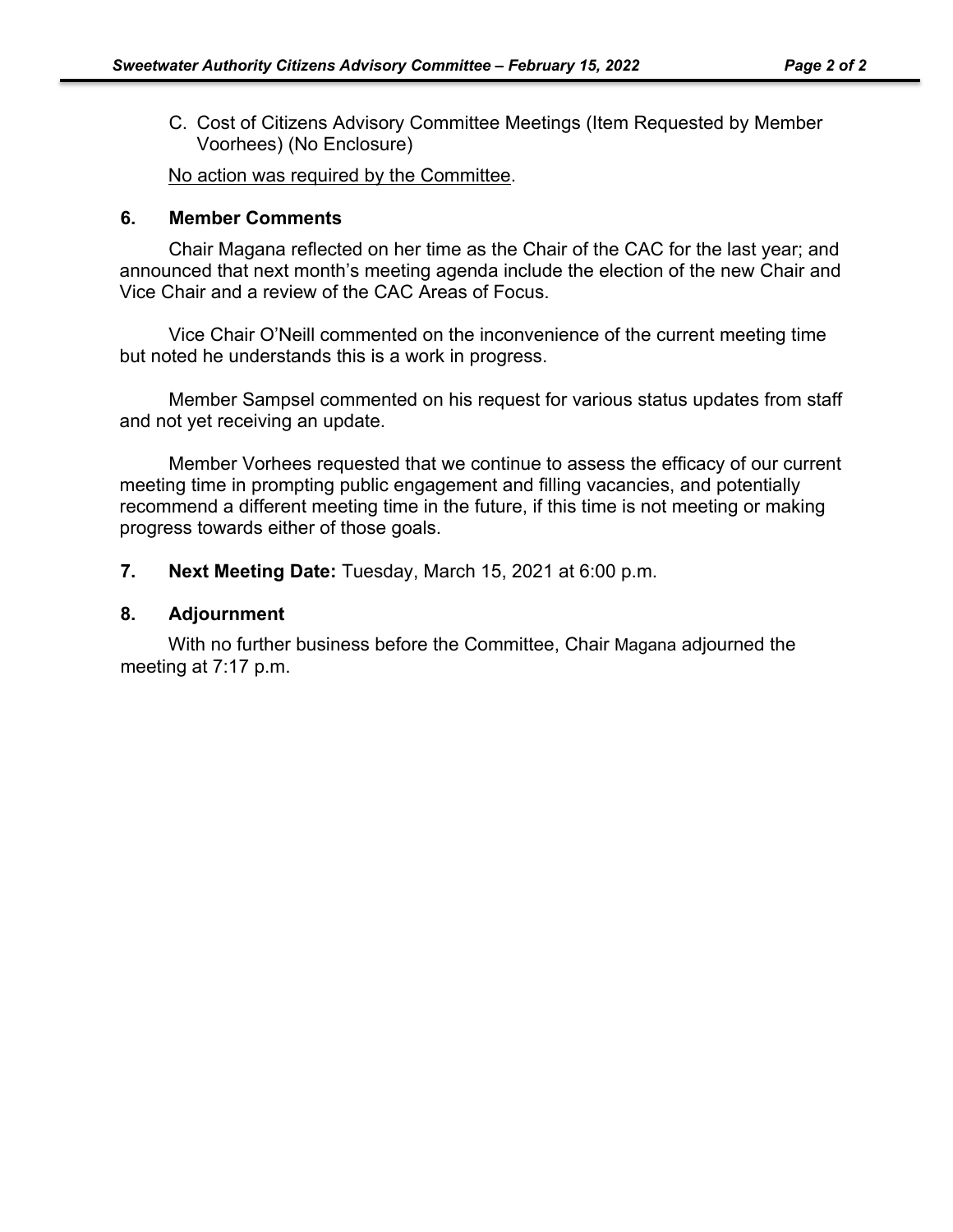C. Cost of Citizens Advisory Committee Meetings (Item Requested by Member Voorhees) (No Enclosure)

No action was required by the Committee.

## 6. Member Comments

Chair Magana reflected on her time as the Chair of the CAC for the last year; and announced that next month's meeting agenda include the election of the new Chair and Vice Chair and a review of the CAC Areas of Focus.

Vice Chair O'Neill commented on the inconvenience of the current meeting time but noted he understands this is a work in progress.

Member Sampsel commented on his request for various status updates from staff and not yet receiving an update.

Member Vorhees requested that we continue to assess the efficacy of our current meeting time in prompting public engagement and filling vacancies, and potentially recommend a different meeting time in the future, if this time is not meeting or making progress towards either of those goals.

## 7. Next Meeting Date: Tuesday, March 15, 2021 at 6:00 p.m.

## 8. Adjournment

With no further business before the Committee, Chair Magana adjourned the meeting at 7:17 p.m.